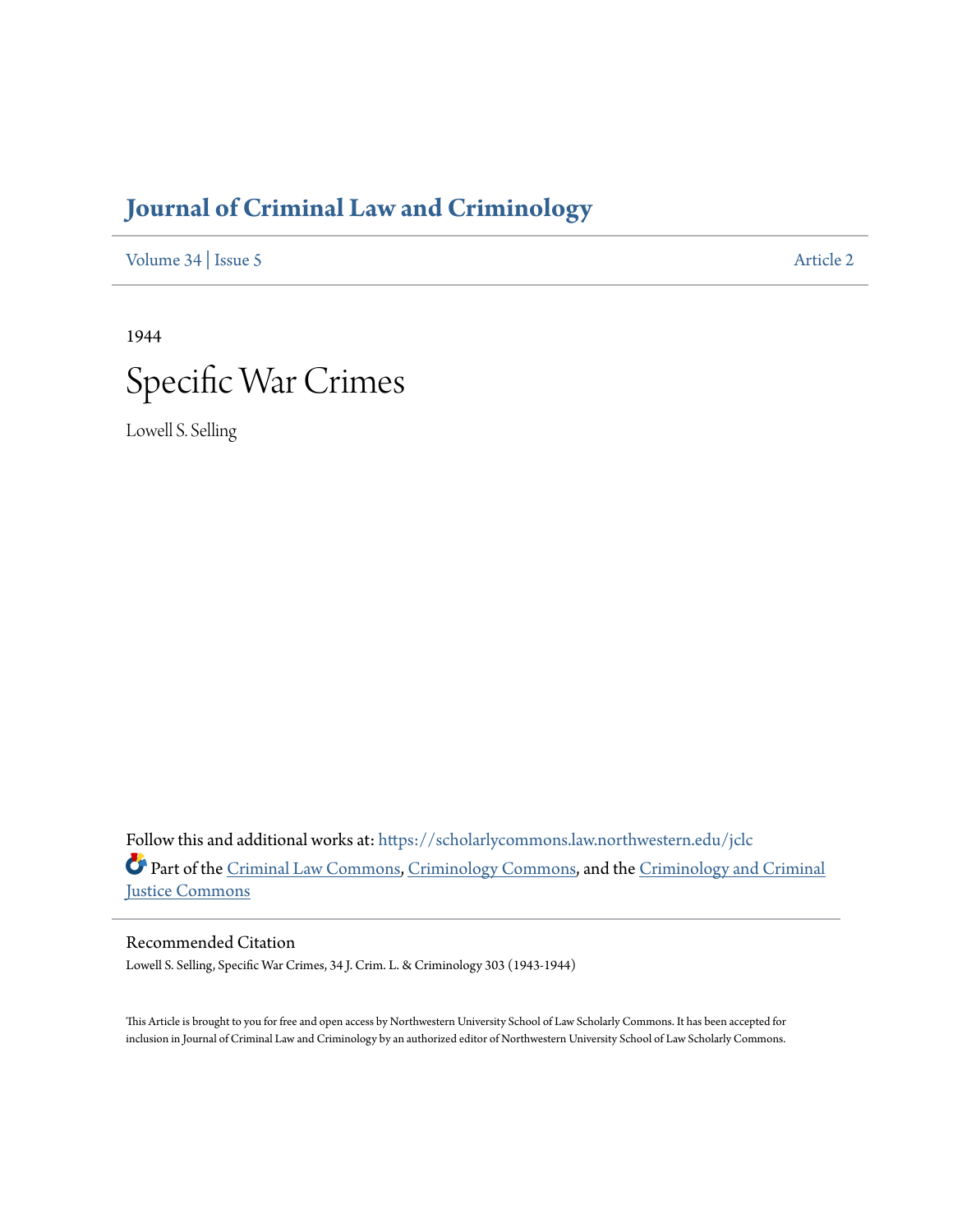# Journal of Criminal Law and Criminology

Volume 34 | Issue 5 Article 2

1944

# Specific War Crimes

Lowell S. Selling

Follow this and additional works at: https://scholarlycommons.law.northwestern.edu/jclc

Part of the Criminal Law Commons, Criminology Commons, and the Criminology and Criminal Justice Commons

## Recommended Citation

Lowell S. Selling, Specific War Crimes, 34 J. Crim. L. & Criminology 303 (1943-1944)

This Article is brought to you for free and open access by Northwestern University School of Law Scholarly Commons. It has been accepted for inclusion in Journal of Criminal Law and Criminology by an authorized editor of Northwestern University School of Law Scholarly Commons.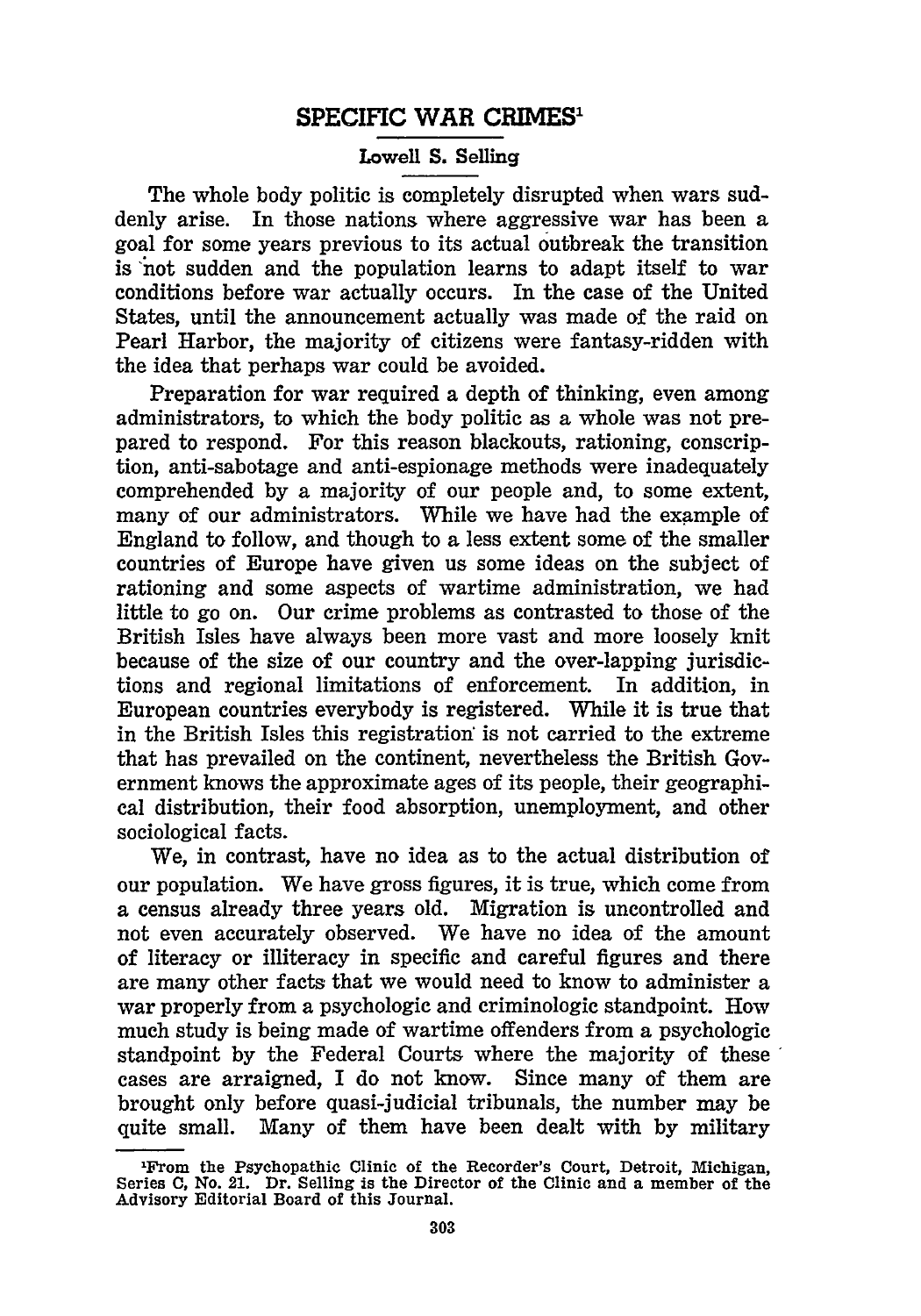## SPECIFIC WAR CRIMES[1]

### Lowell S. Selling

The whole body politic is completely disrupted when wars suddenly arise. In those nations where aggressive war has been a goal for some years previous to its actual outbreak the transition is not sudden and the population learns to adapt itself to war conditions before war actually occurs. In the case of the United States, until the announcement actually was made of the raid on Pearl Harbor, the majority of citizens were fantasy-ridden with the idea that perhaps war could be avoided.

Preparation for war required a depth of thinking, even among administrators, to which the body politic as a whole was not prepared to respond. For this reason blackouts, rationing, conscription, anti-sabotage and anti-espionage methods were inadequately comprehended by a majority of our people and, to some extent, many of our administrators. While we have had the example of England to follow, and though to a less extent some of the smaller countries of Europe have given us some ideas on the subject of rationing and some aspects of wartime administration, we had little to go on. Our crime problems as contrasted to those of the British Isles have always been more vast and more loosely knit because of the size of our country and the over-lapping jurisdictions and regional limitations of enforcement. In addition, in European countries everybody is registered. While it is true that in the British Isles this registration is not carried to the extreme that has prevailed on the continent, nevertheless the British Government knows the approximate ages of its people, their geographical distribution, their food absorption, unemployment, and other sociological facts.

We, in contrast, have no idea as to the actual distribution of our population. We have gross figures, it is true, which come from a census already three years old. Migration is uncontrolled and not even accurately observed. We have no idea of the amount of literacy or illiteracy in specific and careful figures and there are many other facts that we would need to know to administer a war properly from a psychologic and criminologic standpoint. How much study is being made of wartime offenders from a psychologic standpoint by the Federal Courts where the majority of these cases are arraigned, I do not know. Since many of them are brought only before quasi-judicial tribunals, the number may be quite small. Many of them have been dealt with by military

[1] From the Psychopathic Clinic of the Recorder's Court, Detroit, Michigan, Series C, No. 21. Dr. Selling is the Director of the Clinic and a member of the Advisory Editorial Board of this Journal.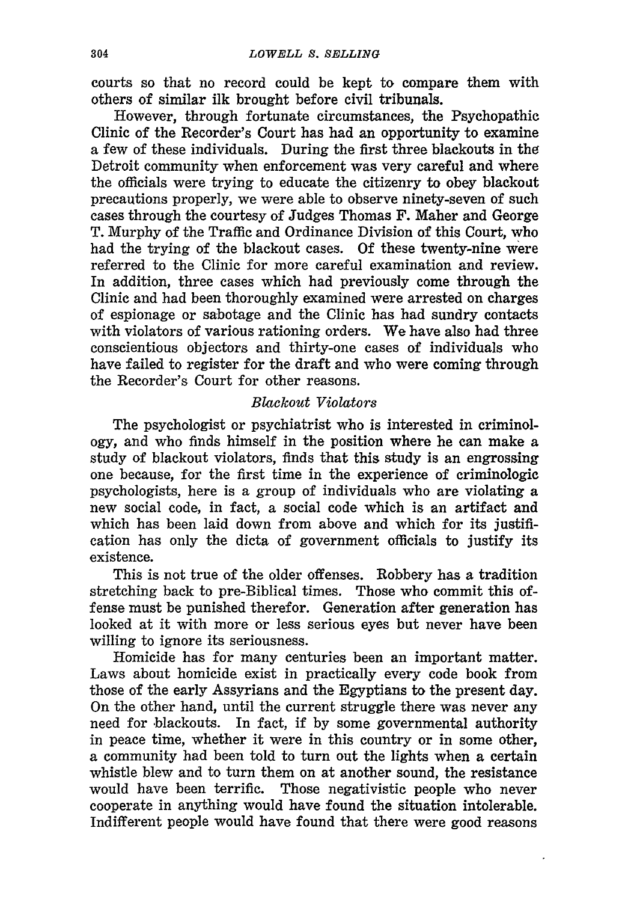courts so that no record could be kept to compare them with others of similar ilk brought before civil tribunals.

However, through fortunate circumstances, the Psychopathic Clinic of the Recorder's Court has had an opportunity to examine a few of these individuals. During the first three blackouts in the Detroit community when enforcement was very careful and where the officials were trying to educate the citizenry to obey blackout precautions properly, we were able to observe ninety-seven of such cases through the courtesy of Judges Thomas F. Maher and George T. Murphy of the Traffic and Ordinance Division of this Court, who had the trying of the blackout cases. Of these twenty-nine were referred to the Clinic for more careful examination and review. In addition, three cases which had previously come through the Clinic and had been thoroughly examined were arrested on charges of espionage or sabotage and the Clinic has had sundry contacts with violators of various rationing orders. We have also had three conscientious objectors and thirty-one cases of individuals who have failed to register for the draft and who were coming through the Recorder's Court for other reasons.

*Blackout Violators*

The psychologist or psychiatrist who is interested in criminology, and who finds himself in the position where he can make a study of blackout violators, finds that this study is an engrossing one because, for the first time in the experience of criminologic psychologists, here is a group of individuals who are violating a new social code, in fact, a social code which is an artifact and which has been laid down from above and which for its justification has only the dicta of government officials to justify its existence.

This is not true of the older offenses. Robbery has a tradition stretching back to pre-Biblical times. Those who commit this offense must be punished therefor. Generation after generation has looked at it with more or less serious eyes but never have been willing to ignore its seriousness.

Homicide has for many centuries been an important matter. Laws about homicide exist in practically every code book from those of the early Assyrians and the Egyptians to the present day. On the other hand, until the current struggle there was never any need for blackouts. In fact, if by some governmental authority in peace time, whether it were in this country or in some other, a community had been told to turn out the lights when a certain whistle blew and to turn them on at another sound, the resistance would have been terrific. Those negativistic people who never cooperate in anything would have found the situation intolerable. Indifferent people would have found that there were good reasons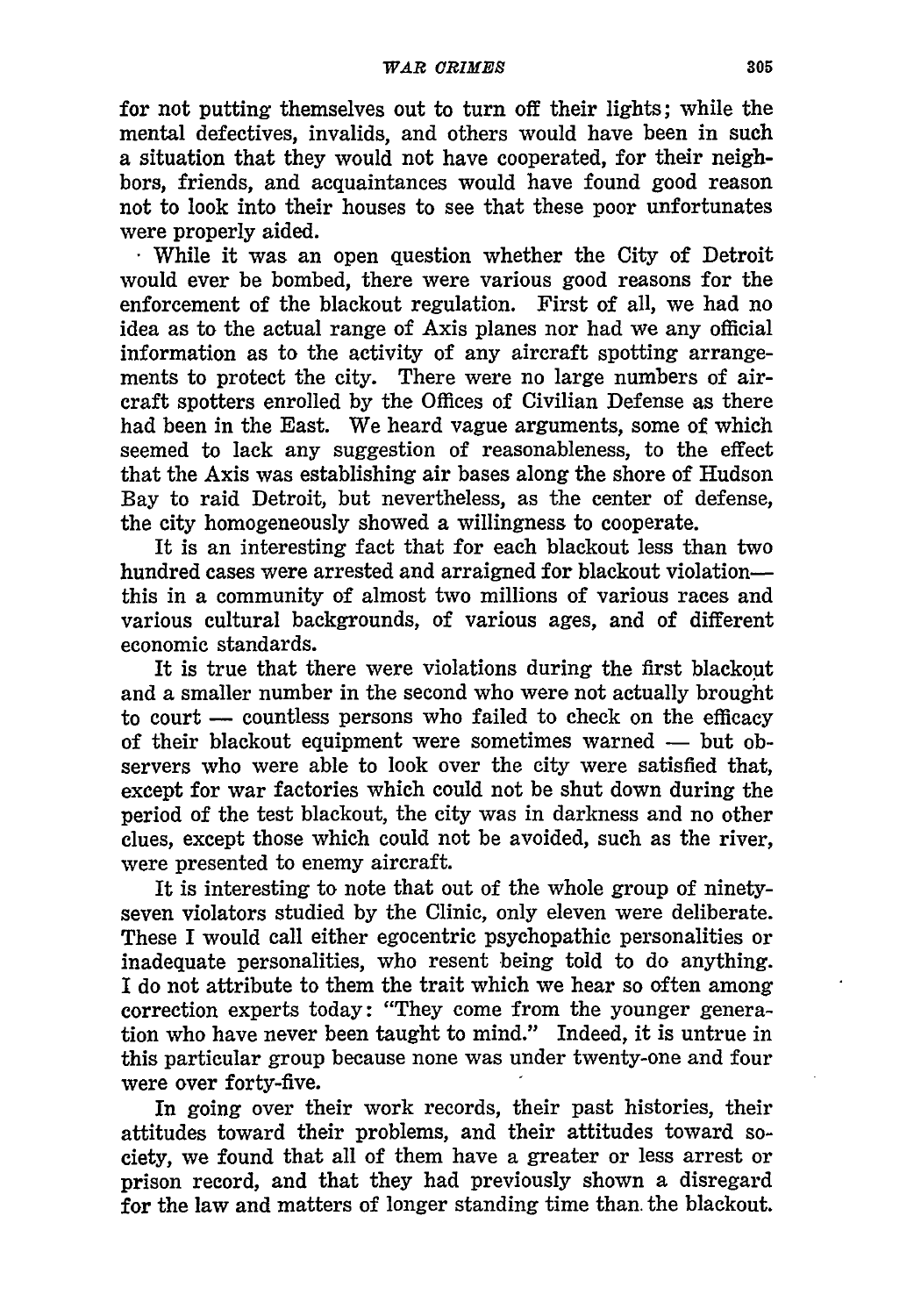for not putting themselves out to turn off their lights; while the mental defectives, invalids, and others would have been in such a situation that they would not have cooperated, for their neighbors, friends, and acquaintances would have found good reason not to look into their houses to see that these poor unfortunates were properly aided.

While it was an open question whether the City of Detroit would ever be bombed, there were various good reasons for the enforcement of the blackout regulation. First of all, we had no idea as to the actual range of Axis planes nor had we any official information as to the activity of any aircraft spotting arrangements to protect the city. There were no large numbers of aircraft spotters enrolled by the Offices of Civilian Defense as there had been in the East. We heard vague arguments, some of which seemed to lack any suggestion of reasonableness, to the effect that the Axis was establishing air bases along the shore of Hudson Bay to raid Detroit, but nevertheless, as the center of defense, the city homogeneously showed a willingness to cooperate.

It is an interesting fact that for each blackout less than two hundred cases were arrested and arraigned for blackout violation— this in a community of almost two millions of various races and various cultural backgrounds, of various ages, and of different economic standards.

It is true that there were violations during the first blackout and a smaller number in the second who were not actually brought to court — countless persons who failed to check on the efficacy of their blackout equipment were sometimes warned — but observers who were able to look over the city were satisfied that, except for war factories which could not be shut down during the period of the test blackout, the city was in darkness and no other clues, except those which could not be avoided, such as the river, were presented to enemy aircraft.

It is interesting to note that out of the whole group of ninety-seven violators studied by the Clinic, only eleven were deliberate. These I would call either egocentric psychopathic personalities or inadequate personalities, who resent being told to do anything. I do not attribute to them the trait which we hear so often among correction experts today: "They come from the younger generation who have never been taught to mind." Indeed, it is untrue in this particular group because none was under twenty-one and four were over forty-five.

In going over their work records, their past histories, their attitudes toward their problems, and their attitudes toward society, we found that all of them have a greater or less arrest or prison record, and that they had previously shown a disregard for the law and matters of longer standing time than the blackout.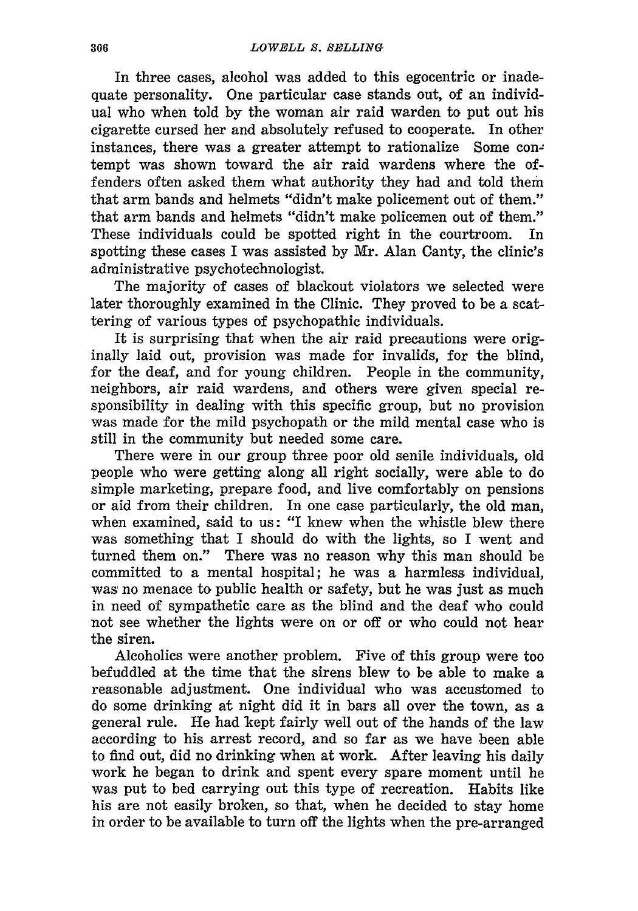In three cases, alcohol was added to this egocentric or inadequate personality. One particular case stands out, of an individual who when told by the woman air raid warden to put out his cigarette cursed her and absolutely refused to cooperate. In other instances, there was a greater attempt to rationalize Some contempt was shown toward the air raid wardens where the offenders often asked them what authority they had and told them that arm bands and helmets "didn't make policement out of them." that arm bands and helmets "didn't make policemen out of them." These individuals could be spotted right in the courtroom. In spotting these cases I was assisted by Mr. Alan Canty, the clinic's administrative psychotechnologist.

The majority of cases of blackout violators we selected were later thoroughly examined in the Clinic. They proved to be a scattering of various types of psychopathic individuals.

It is surprising that when the air raid precautions were originally laid out, provision was made for invalids, for the blind, for the deaf, and for young children. People in the community, neighbors, air raid wardens, and others were given special responsibility in dealing with this specific group, but no provision was made for the mild psychopath or the mild mental case who is still in the community but needed some care.

There were in our group three poor old senile individuals, old people who were getting along all right socially, were able to do simple marketing, prepare food, and live comfortably on pensions or aid from their children. In one case particularly, the old man, when examined, said to us: "I knew when the whistle blew there was something that I should do with the lights, so I went and turned them on." There was no reason why this man should be committed to a mental hospital; he was a harmless individual, was no menace to public health or safety, but he was just as much in need of sympathetic care as the blind and the deaf who could not see whether the lights were on or off or who could not hear the siren.

Alcoholics were another problem. Five of this group were too befuddled at the time that the sirens blew to be able to make a reasonable adjustment. One individual who was accustomed to do some drinking at night did it in bars all over the town, as a general rule. He had kept fairly well out of the hands of the law according to his arrest record, and so far as we have been able to find out, did no drinking when at work. After leaving his daily work he began to drink and spent every spare moment until he was put to bed carrying out this type of recreation. Habits like his are not easily broken, so that, when he decided to stay home in order to be available to turn off the lights when the pre-arranged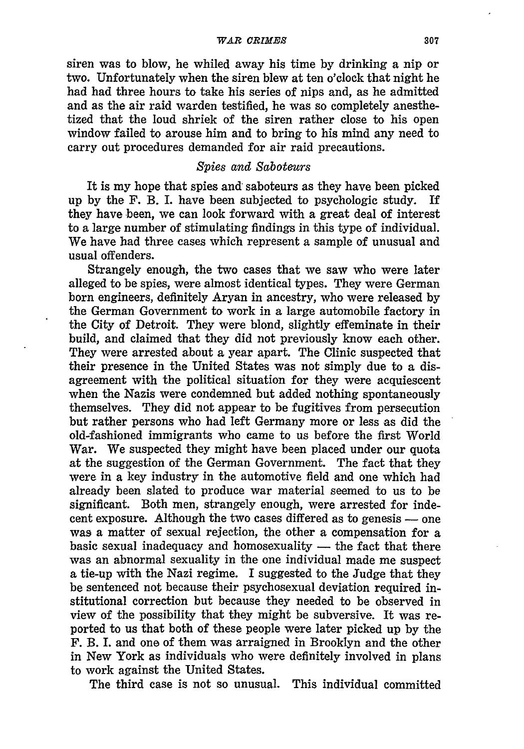siren was to blow, he whiled away his time by drinking a nip or two. Unfortunately when the siren blew at ten o'clock that night he had had three hours to take his series of nips and, as he admitted and as the air raid warden testified, he was so completely anesthetized that the loud shriek of the siren rather close to his open window failed to arouse him and to bring to his mind any need to carry out procedures demanded for air raid precautions.

### *Spies and Saboteurs*

It is my hope that spies and saboteurs as they have been picked up by the F. B. I. have been subjected to psychologic study. If they have been, we can look forward with a great deal of interest to a large number of stimulating findings in this type of individual. We have had three cases which represent a sample of unusual and usual offenders.

Strangely enough, the two cases that we saw who were later alleged to be spies, were almost identical types. They were German born engineers, definitely Aryan in ancestry, who were released by the German Government to work in a large automobile factory in the City of Detroit. They were blond, slightly effeminate in their build, and claimed that they did not previously know each other. They were arrested about a year apart. The Clinic suspected that their presence in the United States was not simply due to a disagreement with the political situation for they were acquiescent when the Nazis were condemned but added nothing spontaneously themselves. They did not appear to be fugitives from persecution but rather persons who had left Germany more or less as did the old-fashioned immigrants who came to us before the first World War. We suspected they might have been placed under our quota at the suggestion of the German Government. The fact that they were in a key industry in the automotive field and one which had already been slated to produce war material seemed to us to be significant. Both men, strangely enough, were arrested for indecent exposure. Although the two cases differed as to genesis — one was a matter of sexual rejection, the other a compensation for a basic sexual inadequacy and homosexuality — the fact that there was an abnormal sexuality in the one individual made me suspect a tie-up with the Nazi regime. I suggested to the Judge that they be sentenced not because their psychosexual deviation required institutional correction but because they needed to be observed in view of the possibility that they might be subversive. It was reported to us that both of these people were later picked up by the F. B. I. and one of them was arraigned in Brooklyn and the other in New York as individuals who were definitely involved in plans to work against the United States.

The third case is not so unusual. This individual committed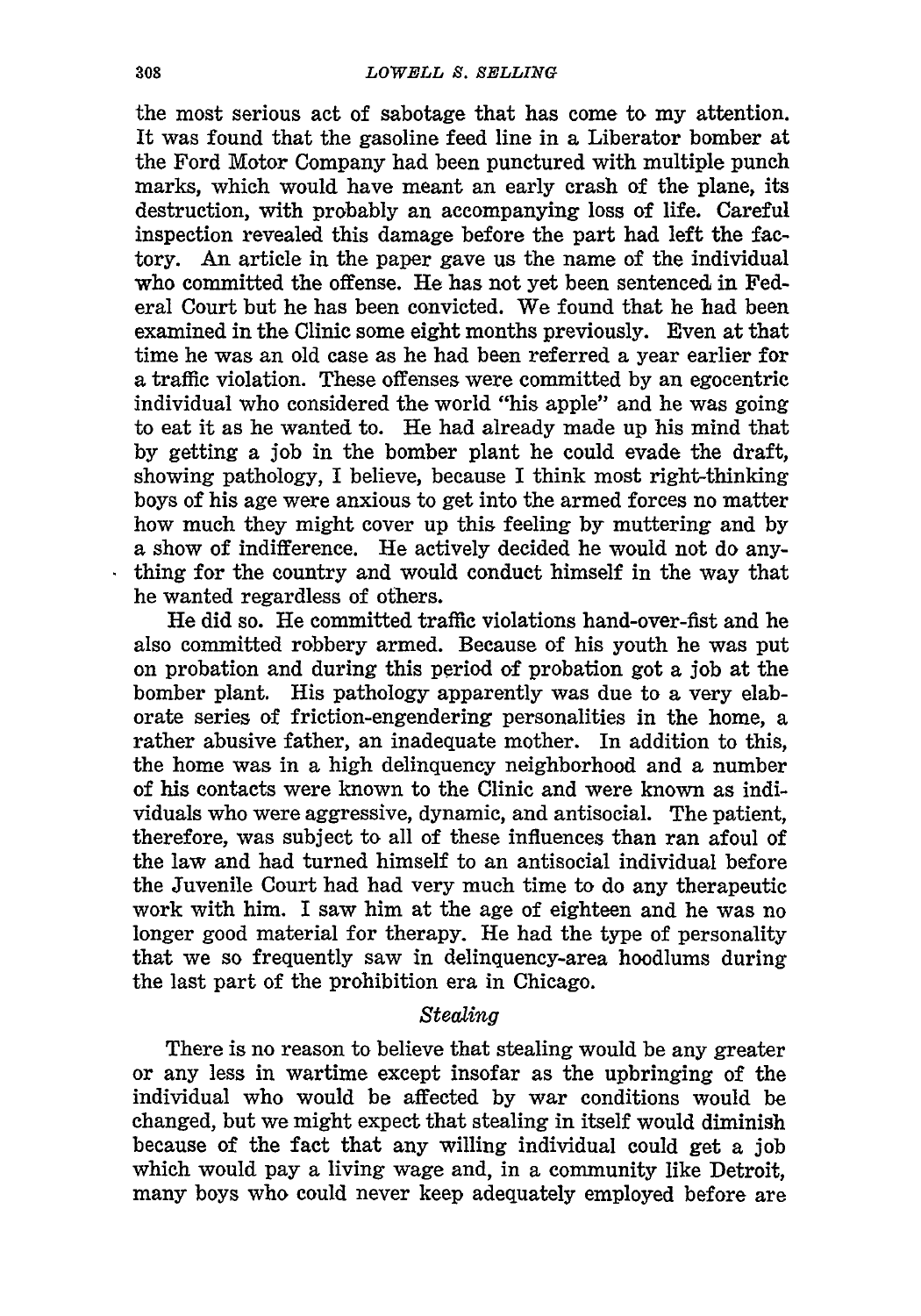the most serious act of sabotage that has come to my attention. It was found that the gasoline feed line in a Liberator bomber at the Ford Motor Company had been punctured with multiple punch marks, which would have meant an early crash of the plane, its destruction, with probably an accompanying loss of life. Careful inspection revealed this damage before the part had left the factory. An article in the paper gave us the name of the individual who committed the offense. He has not yet been sentenced in Federal Court but he has been convicted. We found that he had been examined in the Clinic some eight months previously. Even at that time he was an old case as he had been referred a year earlier for a traffic violation. These offenses were committed by an egocentric individual who considered the world "his apple" and he was going to eat it as he wanted to. He had already made up his mind that by getting a job in the bomber plant he could evade the draft, showing pathology, I believe, because I think most right-thinking boys of his age were anxious to get into the armed forces no matter how much they might cover up this feeling by muttering and by a show of indifference. He actively decided he would not do anything for the country and would conduct himself in the way that he wanted regardless of others.

He did so. He committed traffic violations hand-over-fist and he also committed robbery armed. Because of his youth he was put on probation and during this period of probation got a job at the bomber plant. His pathology apparently was due to a very elaborate series of friction-engendering personalities in the home, a rather abusive father, an inadequate mother. In addition to this, the home was in a high delinquency neighborhood and a number of his contacts were known to the Clinic and were known as individuals who were aggressive, dynamic, and antisocial. The patient, therefore, was subject to all of these influences than ran afoul of the law and had turned himself to an antisocial individual before the Juvenile Court had had very much time to do any therapeutic work with him. I saw him at the age of eighteen and he was no longer good material for therapy. He had the type of personality that we so frequently saw in delinquency-area hoodlums during the last part of the prohibition era in Chicago.

### *Stealing*

There is no reason to believe that stealing would be any greater or any less in wartime except insofar as the upbringing of the individual who would be affected by war conditions would be changed, but we might expect that stealing in itself would diminish because of the fact that any willing individual could get a job which would pay a living wage and, in a community like Detroit, many boys who could never keep adequately employed before are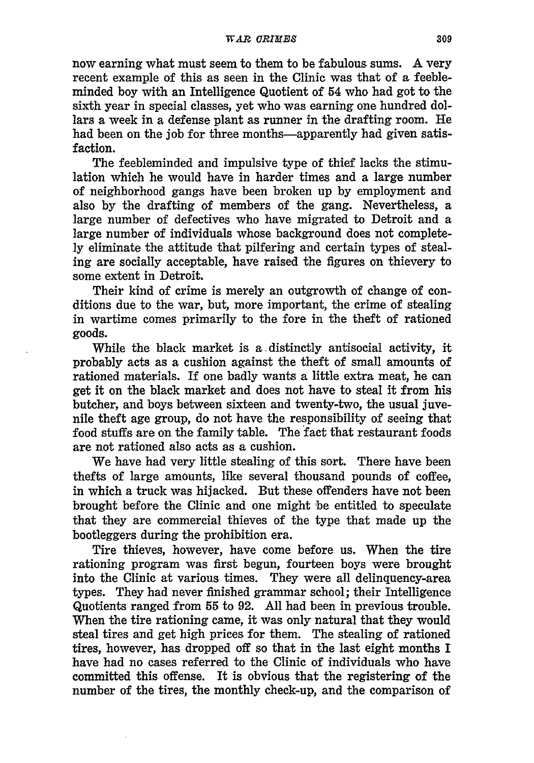now earning what must seem to them to be fabulous sums. A very recent example of this as seen in the Clinic was that of a feebleminded boy with an Intelligence Quotient of 54 who had got to the sixth year in special classes, yet who was earning one hundred dollars a week in a defense plant as runner in the drafting room. He had been on the job for three months—apparently had given satisfaction.

The feebleminded and impulsive type of thief lacks the stimulation which he would have in harder times and a large number of neighborhood gangs have been broken up by employment and also by the drafting of members of the gang. Nevertheless, a large number of defectives who have migrated to Detroit and a large number of individuals whose background does not completely eliminate the attitude that pilfering and certain types of stealing are socially acceptable, have raised the figures on thievery to some extent in Detroit.

Their kind of crime is merely an outgrowth of change of conditions due to the war, but, more important, the crime of stealing in wartime comes primarily to the fore in the theft of rationed goods.

While the black market is a distinctly antisocial activity, it probably acts as a cushion against the theft of small amounts of rationed materials. If one badly wants a little extra meat, he can get it on the black market and does not have to steal it from his butcher, and boys between sixteen and twenty-two, the usual juvenile theft age group, do not have the responsibility of seeing that food stuffs are on the family table. The fact that restaurant foods are not rationed also acts as a cushion.

We have had very little stealing of this sort. There have been thefts of large amounts, like several thousand pounds of coffee, in which a truck was hijacked. But these offenders have not been brought before the Clinic and one might be entitled to speculate that they are commercial thieves of the type that made up the bootleggers during the prohibition era.

Tire thieves, however, have come before us. When the tire rationing program was first begun, fourteen boys were brought into the Clinic at various times. They were all delinquency-area types. They had never finished grammar school; their Intelligence Quotients ranged from 55 to 92. All had been in previous trouble. When the tire rationing came, it was only natural that they would steal tires and get high prices for them. The stealing of rationed tires, however, has dropped off so that in the last eight months I have had no cases referred to the Clinic of individuals who have committed this offense. It is obvious that the registering of the number of the tires, the monthly check-up, and the comparison of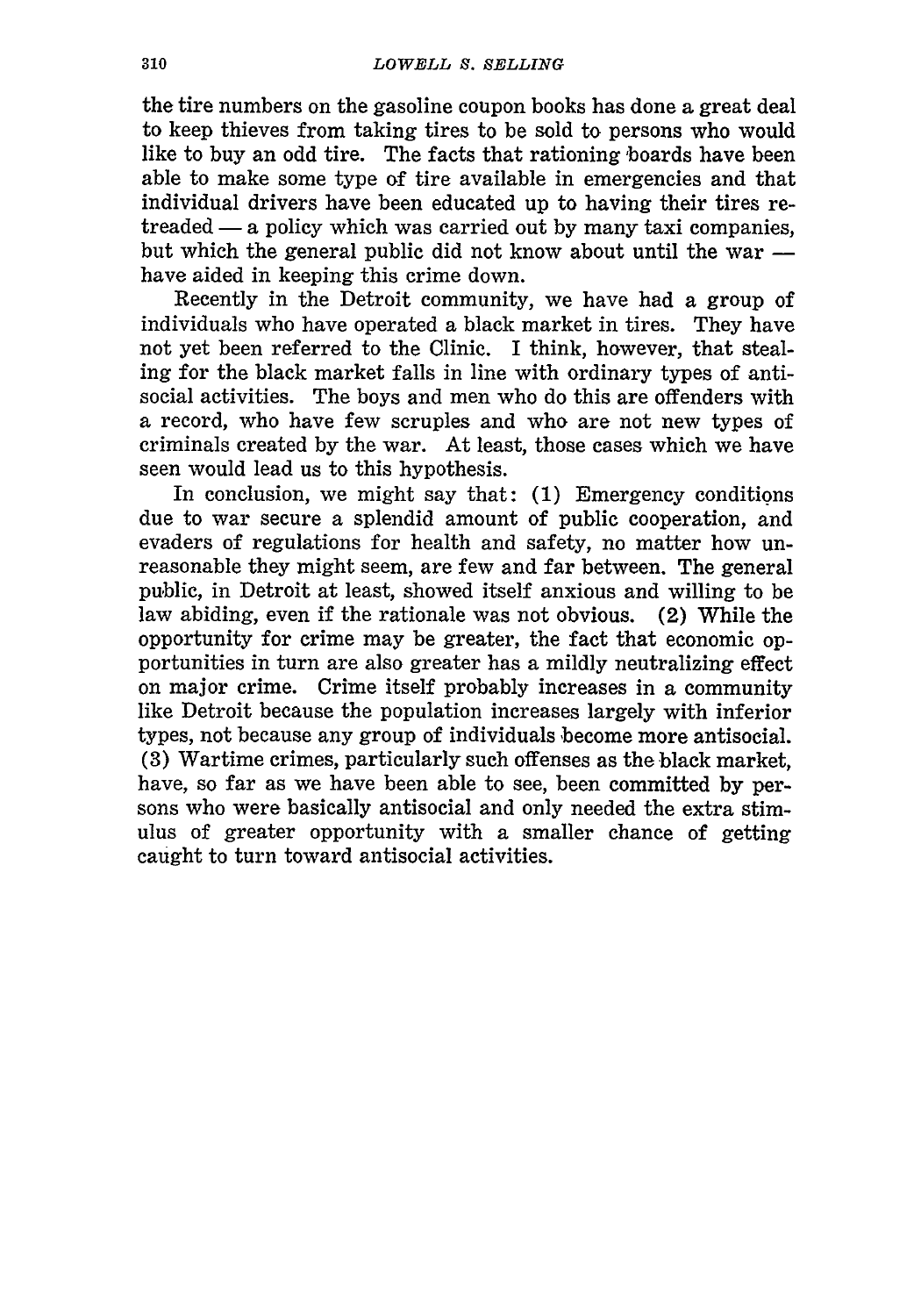the tire numbers on the gasoline coupon books has done a great deal to keep thieves from taking tires to be sold to persons who would like to buy an odd tire. The facts that rationing boards have been able to make some type of tire available in emergencies and that individual drivers have been educated up to having their tires retreaded — a policy which was carried out by many taxi companies, but which the general public did not know about until the war — have aided in keeping this crime down.

Recently in the Detroit community, we have had a group of individuals who have operated a black market in tires. They have not yet been referred to the Clinic. I think, however, that stealing for the black market falls in line with ordinary types of antisocial activities. The boys and men who do this are offenders with a record, who have few scruples and who are not new types of criminals created by the war. At least, those cases which we have seen would lead us to this hypothesis.

In conclusion, we might say that: (1) Emergency conditions due to war secure a splendid amount of public cooperation, and evaders of regulations for health and safety, no matter how unreasonable they might seem, are few and far between. The general public, in Detroit at least, showed itself anxious and willing to be law abiding, even if the rationale was not obvious. (2) While the opportunity for crime may be greater, the fact that economic opportunities in turn are also greater has a mildly neutralizing effect on major crime. Crime itself probably increases in a community like Detroit because the population increases largely with inferior types, not because any group of individuals become more antisocial. (3) Wartime crimes, particularly such offenses as the black market, have, so far as we have been able to see, been committed by persons who were basically antisocial and only needed the extra stimulus of greater opportunity with a smaller chance of getting caught to turn toward antisocial activities.